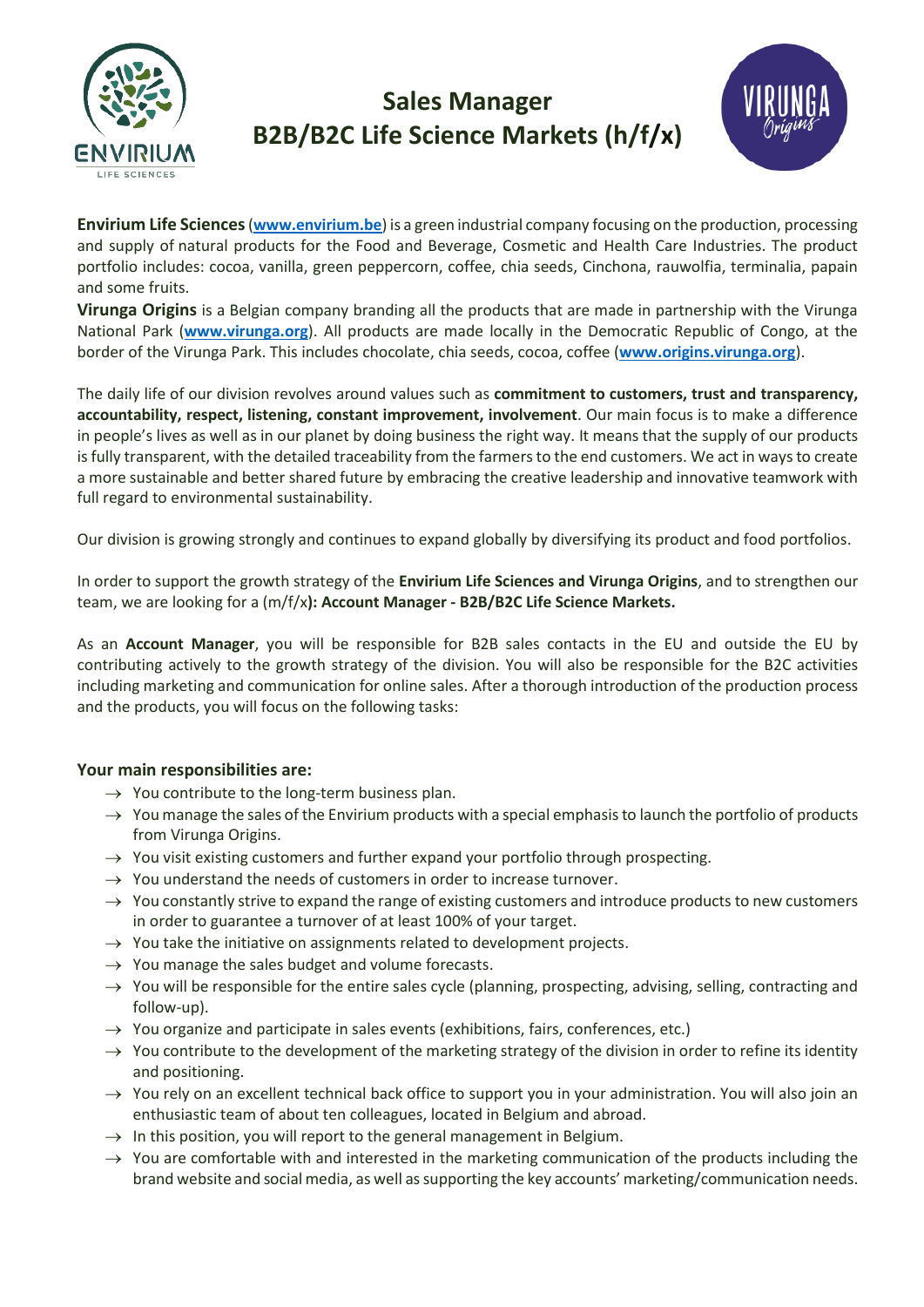# Sales Manager
# B2B/B2C Life Science Markets (h/f/x)

**Envirium Life Sciences** (**www.envirium.be**) is a green industrial company focusing on the production, processing and supply of natural products for the Food and Beverage, Cosmetic and Health Care Industries. The product portfolio includes: cocoa, vanilla, green peppercorn, coffee, chia seeds, Cinchona, rauwolfia, terminalia, papain and some fruits.

**Virunga Origins** is a Belgian company branding all the products that are made in partnership with the Virunga National Park (**www.virunga.org**). All products are made locally in the Democratic Republic of Congo, at the border of the Virunga Park. This includes chocolate, chia seeds, cocoa, coffee (**www.origins.virunga.org**).

The daily life of our division revolves around values such as **commitment to customers, trust and transparency, accountability, respect, listening, constant improvement, involvement**. Our main focus is to make a difference in people's lives as well as in our planet by doing business the right way. It means that the supply of our products is fully transparent, with the detailed traceability from the farmers to the end customers. We act in ways to create a more sustainable and better shared future by embracing the creative leadership and innovative teamwork with full regard to environmental sustainability.

Our division is growing strongly and continues to expand globally by diversifying its product and food portfolios.

In order to support the growth strategy of the **Envirium Life Sciences and Virunga Origins**, and to strengthen our team, we are looking for a (m/f/x**): Account Manager - B2B/B2C Life Science Markets.**

As an **Account Manager**, you will be responsible for B2B sales contacts in the EU and outside the EU by contributing actively to the growth strategy of the division. You will also be responsible for the B2C activities including marketing and communication for online sales. After a thorough introduction of the production process and the products, you will focus on the following tasks:

### Your main responsibilities are:

- → You contribute to the long-term business plan.
- → You manage the sales of the Envirium products with a special emphasis to launch the portfolio of products from Virunga Origins.
- → You visit existing customers and further expand your portfolio through prospecting.
- → You understand the needs of customers in order to increase turnover.
- → You constantly strive to expand the range of existing customers and introduce products to new customers in order to guarantee a turnover of at least 100% of your target.
- → You take the initiative on assignments related to development projects.
- → You manage the sales budget and volume forecasts.
- → You will be responsible for the entire sales cycle (planning, prospecting, advising, selling, contracting and follow-up).
- → You organize and participate in sales events (exhibitions, fairs, conferences, etc.)
- → You contribute to the development of the marketing strategy of the division in order to refine its identity and positioning.
- → You rely on an excellent technical back office to support you in your administration. You will also join an enthusiastic team of about ten colleagues, located in Belgium and abroad.
- → In this position, you will report to the general management in Belgium.
- → You are comfortable with and interested in the marketing communication of the products including the brand website and social media, as well as supporting the key accounts' marketing/communication needs.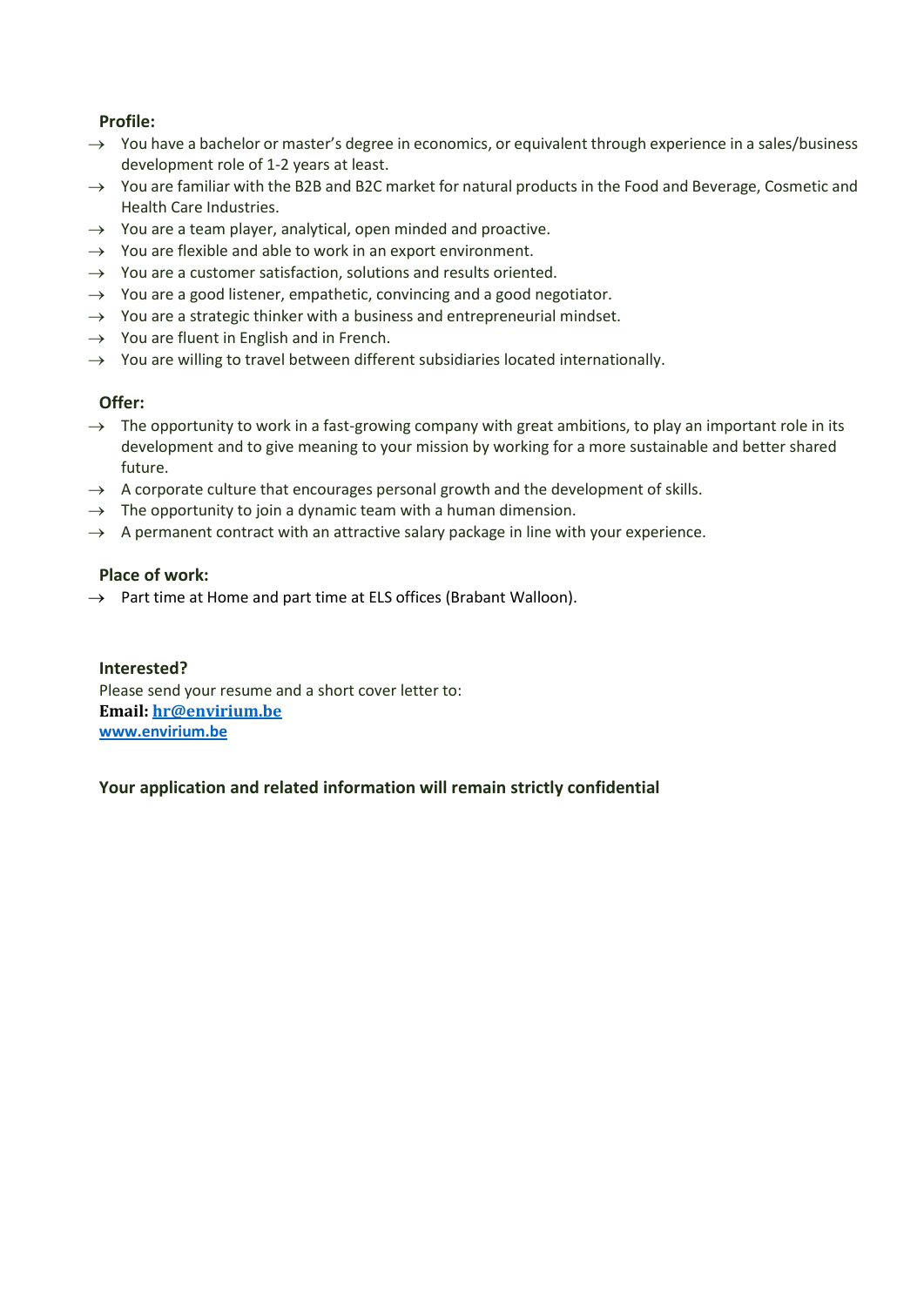**Profile:**

→ You have a bachelor or master's degree in economics, or equivalent through experience in a sales/business development role of 1-2 years at least.
→ You are familiar with the B2B and B2C market for natural products in the Food and Beverage, Cosmetic and Health Care Industries.
→ You are a team player, analytical, open minded and proactive.
→ You are flexible and able to work in an export environment.
→ You are a customer satisfaction, solutions and results oriented.
→ You are a good listener, empathetic, convincing and a good negotiator.
→ You are a strategic thinker with a business and entrepreneurial mindset.
→ You are fluent in English and in French.
→ You are willing to travel between different subsidiaries located internationally.

**Offer:**

→ The opportunity to work in a fast-growing company with great ambitions, to play an important role in its development and to give meaning to your mission by working for a more sustainable and better shared future.
→ A corporate culture that encourages personal growth and the development of skills.
→ The opportunity to join a dynamic team with a human dimension.
→ A permanent contract with an attractive salary package in line with your experience.

**Place of work:**

→ Part time at Home and part time at ELS offices (Brabant Walloon).

**Interested?**

Please send your resume and a short cover letter to:
**Email: hr@envirium.be**
**www.envirium.be**

**Your application and related information will remain strictly confidential**